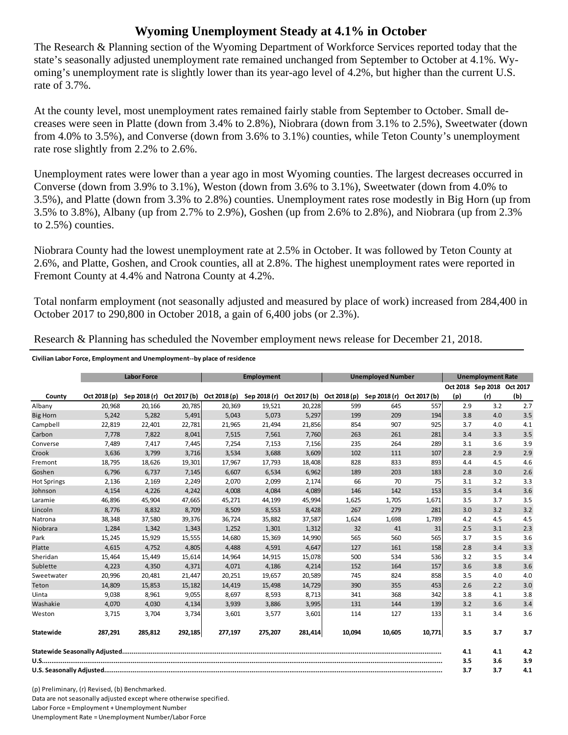# Wyoming Unemployment Steady at 4.1% in October

The Research & Planning section of the Wyoming Department of Workforce Services reported today that the state's seasonally adjusted unemployment rate remained unchanged from September to October at 4.1%. Wyoming's unemployment rate is slightly lower than its year-ago level of 4.2%, but higher than the current U.S. rate of 3.7%.

At the county level, most unemployment rates remained fairly stable from September to October. Small decreases were seen in Platte (down from 3.4% to 2.8%), Niobrara (down from 3.1% to 2.5%), Sweetwater (down from 4.0% to 3.5%), and Converse (down from 3.6% to 3.1%) counties, while Teton County's unemployment rate rose slightly from 2.2% to 2.6%.

Unemployment rates were lower than a year ago in most Wyoming counties. The largest decreases occurred in Converse (down from 3.9% to 3.1%), Weston (down from 3.6% to 3.1%), Sweetwater (down from 4.0% to 3.5%), and Platte (down from 3.3% to 2.8%) counties. Unemployment rates rose modestly in Big Horn (up from 3.5% to 3.8%), Albany (up from 2.7% to 2.9%), Goshen (up from 2.6% to 2.8%), and Niobrara (up from 2.3% to 2.5%) counties.

Niobrara County had the lowest unemployment rate at 2.5% in October. It was followed by Teton County at 2.6%, and Platte, Goshen, and Crook counties, all at 2.8%. The highest unemployment rates were reported in Fremont County at 4.4% and Natrona County at 4.2%.

Total nonfarm employment (not seasonally adjusted and measured by place of work) increased from 284,400 in October 2017 to 290,800 in October 2018, a gain of 6,400 jobs (or 2.3%).

Research & Planning has scheduled the November employment news release for December 21, 2018.

**Civilian Labor Force, Employment and Unemployment--by place of residence**

| | Labor Force | | | Employment | | | Unemployed Number | | | Unemployment Rate | | |
|---|---|---|---|---|---|---|---|---|---|---|---|---|
| **County** | **Oct 2018 (p)** | **Sep 2018 (r)** | **Oct 2017 (b)** | **Oct 2018 (p)** | **Sep 2018 (r)** | **Oct 2017 (b)** | **Oct 2018 (p)** | **Sep 2018 (r)** | **Oct 2017 (b)** | **Oct 2018 (p)** | **Sep 2018 (r)** | **Oct 2017 (b)** |
| Albany | 20,968 | 20,166 | 20,785 | 20,369 | 19,521 | 20,228 | 599 | 645 | 557 | 2.9 | 3.2 | 2.7 |
| Big Horn | 5,242 | 5,282 | 5,491 | 5,043 | 5,073 | 5,297 | 199 | 209 | 194 | 3.8 | 4.0 | 3.5 |
| Campbell | 22,819 | 22,401 | 22,781 | 21,965 | 21,494 | 21,856 | 854 | 907 | 925 | 3.7 | 4.0 | 4.1 |
| Carbon | 7,778 | 7,822 | 8,041 | 7,515 | 7,561 | 7,760 | 263 | 261 | 281 | 3.4 | 3.3 | 3.5 |
| Converse | 7,489 | 7,417 | 7,445 | 7,254 | 7,153 | 7,156 | 235 | 264 | 289 | 3.1 | 3.6 | 3.9 |
| Crook | 3,636 | 3,799 | 3,716 | 3,534 | 3,688 | 3,609 | 102 | 111 | 107 | 2.8 | 2.9 | 2.9 |
| Fremont | 18,795 | 18,626 | 19,301 | 17,967 | 17,793 | 18,408 | 828 | 833 | 893 | 4.4 | 4.5 | 4.6 |
| Goshen | 6,796 | 6,737 | 7,145 | 6,607 | 6,534 | 6,962 | 189 | 203 | 183 | 2.8 | 3.0 | 2.6 |
| Hot Springs | 2,136 | 2,169 | 2,249 | 2,070 | 2,099 | 2,174 | 66 | 70 | 75 | 3.1 | 3.2 | 3.3 |
| Johnson | 4,154 | 4,226 | 4,242 | 4,008 | 4,084 | 4,089 | 146 | 142 | 153 | 3.5 | 3.4 | 3.6 |
| Laramie | 46,896 | 45,904 | 47,665 | 45,271 | 44,199 | 45,994 | 1,625 | 1,705 | 1,671 | 3.5 | 3.7 | 3.5 |
| Lincoln | 8,776 | 8,832 | 8,709 | 8,509 | 8,553 | 8,428 | 267 | 279 | 281 | 3.0 | 3.2 | 3.2 |
| Natrona | 38,348 | 37,580 | 39,376 | 36,724 | 35,882 | 37,587 | 1,624 | 1,698 | 1,789 | 4.2 | 4.5 | 4.5 |
| Niobrara | 1,284 | 1,342 | 1,343 | 1,252 | 1,301 | 1,312 | 32 | 41 | 31 | 2.5 | 3.1 | 2.3 |
| Park | 15,245 | 15,929 | 15,555 | 14,680 | 15,369 | 14,990 | 565 | 560 | 565 | 3.7 | 3.5 | 3.6 |
| Platte | 4,615 | 4,752 | 4,805 | 4,488 | 4,591 | 4,647 | 127 | 161 | 158 | 2.8 | 3.4 | 3.3 |
| Sheridan | 15,464 | 15,449 | 15,614 | 14,964 | 14,915 | 15,078 | 500 | 534 | 536 | 3.2 | 3.5 | 3.4 |
| Sublette | 4,223 | 4,350 | 4,371 | 4,071 | 4,186 | 4,214 | 152 | 164 | 157 | 3.6 | 3.8 | 3.6 |
| Sweetwater | 20,996 | 20,481 | 21,447 | 20,251 | 19,657 | 20,589 | 745 | 824 | 858 | 3.5 | 4.0 | 4.0 |
| Teton | 14,809 | 15,853 | 15,182 | 14,419 | 15,498 | 14,729 | 390 | 355 | 453 | 2.6 | 2.2 | 3.0 |
| Uinta | 9,038 | 8,961 | 9,055 | 8,697 | 8,593 | 8,713 | 341 | 368 | 342 | 3.8 | 4.1 | 3.8 |
| Washakie | 4,070 | 4,030 | 4,134 | 3,939 | 3,886 | 3,995 | 131 | 144 | 139 | 3.2 | 3.6 | 3.4 |
| Weston | 3,715 | 3,704 | 3,734 | 3,601 | 3,577 | 3,601 | 114 | 127 | 133 | 3.1 | 3.4 | 3.6 |
| **Statewide** | **287,291** | **285,812** | **292,185** | **277,197** | **275,207** | **281,414** | **10,094** | **10,605** | **10,771** | **3.5** | **3.7** | **3.7** |
| **Statewide Seasonally Adjusted** | | | | | | | | | | **4.1** | **4.1** | **4.2** |
| **U.S.** | | | | | | | | | | **3.5** | **3.6** | **3.9** |
| **U.S. Seasonally Adjusted** | | | | | | | | | | **3.7** | **3.7** | **4.1** |

(p) Preliminary, (r) Revised, (b) Benchmarked.

Data are not seasonally adjusted except where otherwise specified.

Labor Force = Employment + Unemployment Number

Unemployment Rate = Unemployment Number/Labor Force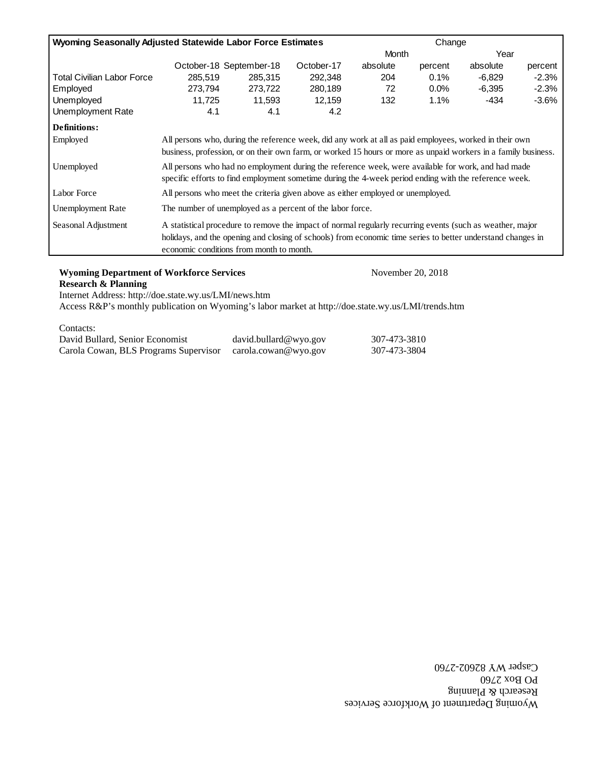| Wyoming Seasonally Adjusted Statewide Labor Force Estimates | | | | Change | | | |
|---|---|---|---|---|---|---|---|
| | | | | Month | | Year | |
| | October-18 | September-18 | October-17 | absolute | percent | absolute | percent |
| Total Civilian Labor Force | 285,519 | 285,315 | 292,348 | 204 | 0.1% | -6,829 | -2.3% |
| Employed | 273,794 | 273,722 | 280,189 | 72 | 0.0% | -6,395 | -2.3% |
| Unemployed | 11,725 | 11,593 | 12,159 | 132 | 1.1% | -434 | -3.6% |
| Unemployment Rate | 4.1 | 4.1 | 4.2 | | | | |

**Definitions:**

| | |
|---|---|
| Employed | All persons who, during the reference week, did any work at all as paid employees, worked in their own business, profession, or on their own farm, or worked 15 hours or more as unpaid workers in a family business. |
| Unemployed | All persons who had no employment during the reference week, were available for work, and had made specific efforts to find employment sometime during the 4-week period ending with the reference week. |
| Labor Force | All persons who meet the criteria given above as either employed or unemployed. |
| Unemployment Rate | The number of unemployed as a percent of the labor force. |
| Seasonal Adjustment | A statistical procedure to remove the impact of normal regularly recurring events (such as weather, major holidays, and the opening and closing of schools) from economic time series to better understand changes in economic conditions from month to month. |

**Wyoming Department of Workforce Services** November 20, 2018
**Research & Planning**
Internet Address: http://doe.state.wy.us/LMI/news.htm
Access R&P's monthly publication on Wyoming's labor market at http://doe.state.wy.us/LMI/trends.htm

Contacts:

| | | |
|---|---|---|
| David Bullard, Senior Economist | david.bullard@wyo.gov | 307-473-3810 |
| Carola Cowan, BLS Programs Supervisor | carola.cowan@wyo.gov | 307-473-3804 |

Wyoming Department of Workforce Services
Research & Planning
PO Box 2760
Casper WY 82602-2760